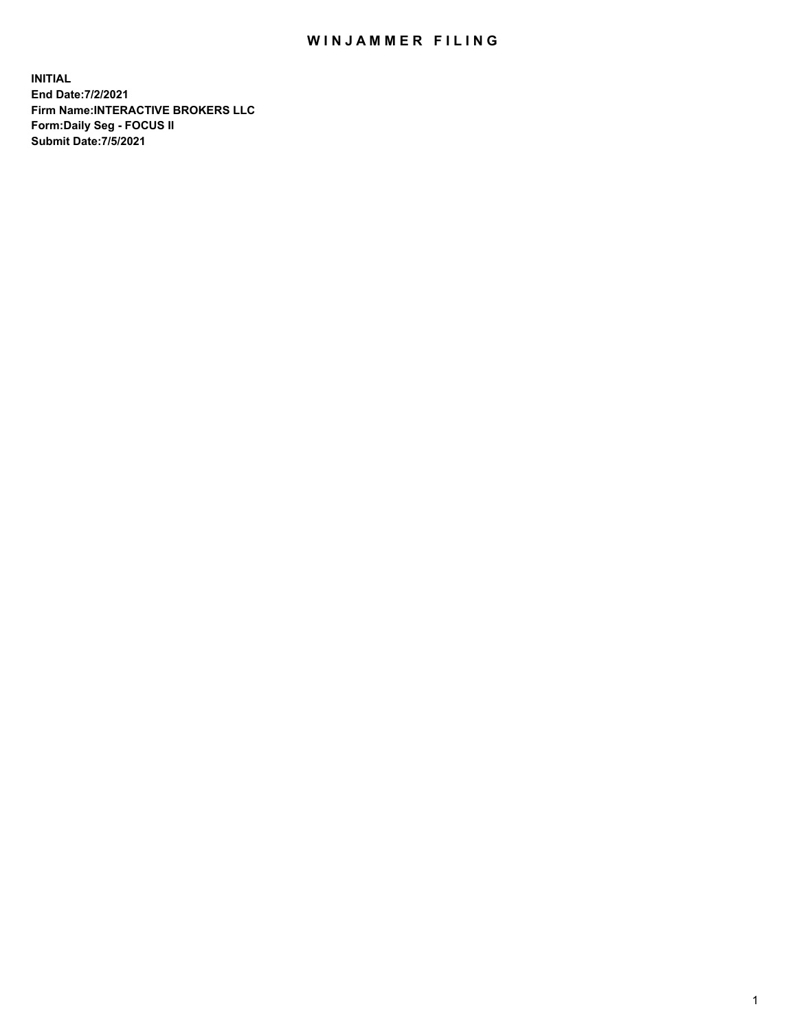# WINJAMMER FILING

**INITIAL**
**End Date:7/2/2021**
**Firm Name:INTERACTIVE BROKERS LLC**
**Form:Daily Seg - FOCUS II**
**Submit Date:7/5/2021**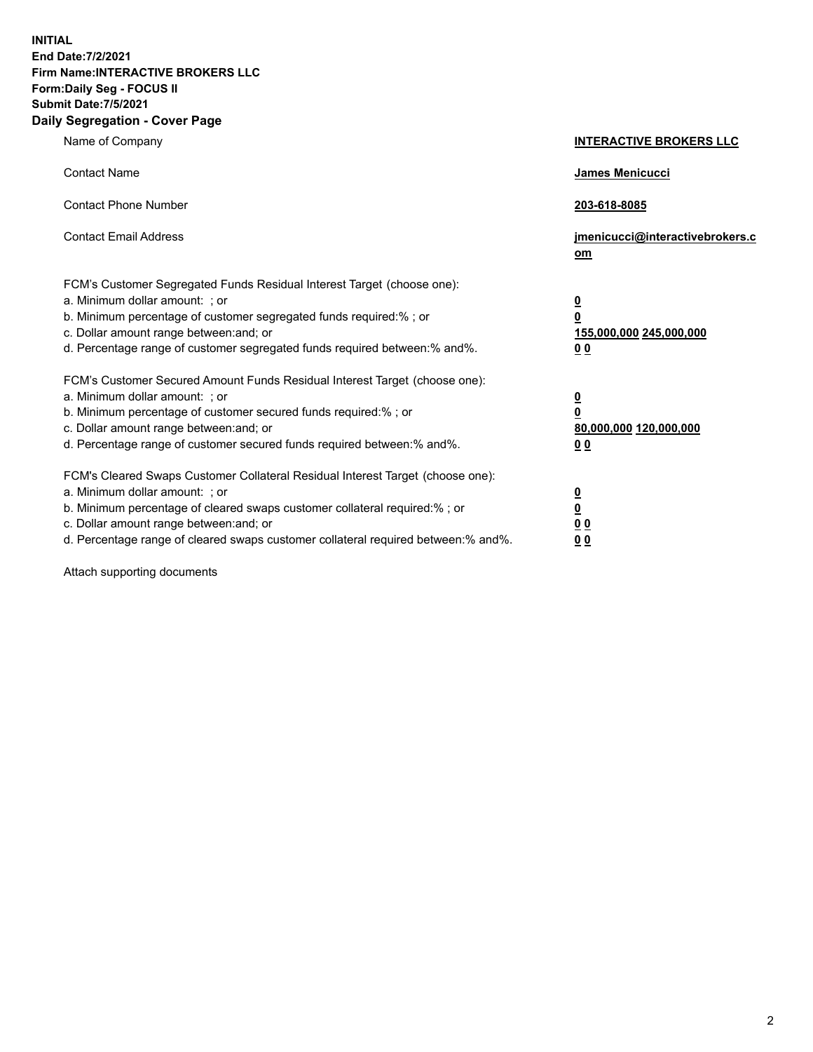**INITIAL**
**End Date:7/2/2021**
**Firm Name:INTERACTIVE BROKERS LLC**
**Form:Daily Seg - FOCUS II**
**Submit Date:7/5/2021**

## Daily Segregation - Cover Page

| | |
|---|---|
| Name of Company | **INTERACTIVE BROKERS LLC** |
| Contact Name | **James Menicucci** |
| Contact Phone Number | **203-618-8085** |
| Contact Email Address | **jmenicucci@interactivebrokers.com** |
| FCM's Customer Segregated Funds Residual Interest Target (choose one): | |
| a. Minimum dollar amount: ; or | **0** |
| b. Minimum percentage of customer segregated funds required:% ; or | **0** |
| c. Dollar amount range between:and; or | **155,000,000 245,000,000** |
| d. Percentage range of customer segregated funds required between:% and%. | **0 0** |
| FCM's Customer Secured Amount Funds Residual Interest Target (choose one): | |
| a. Minimum dollar amount: ; or | **0** |
| b. Minimum percentage of customer secured funds required:% ; or | **0** |
| c. Dollar amount range between:and; or | **80,000,000 120,000,000** |
| d. Percentage range of customer secured funds required between:% and%. | **0 0** |
| FCM's Cleared Swaps Customer Collateral Residual Interest Target (choose one): | |
| a. Minimum dollar amount: ; or | **0** |
| b. Minimum percentage of cleared swaps customer collateral required:% ; or | **0** |
| c. Dollar amount range between:and; or | **0 0** |
| d. Percentage range of cleared swaps customer collateral required between:% and%. | **0 0** |

Attach supporting documents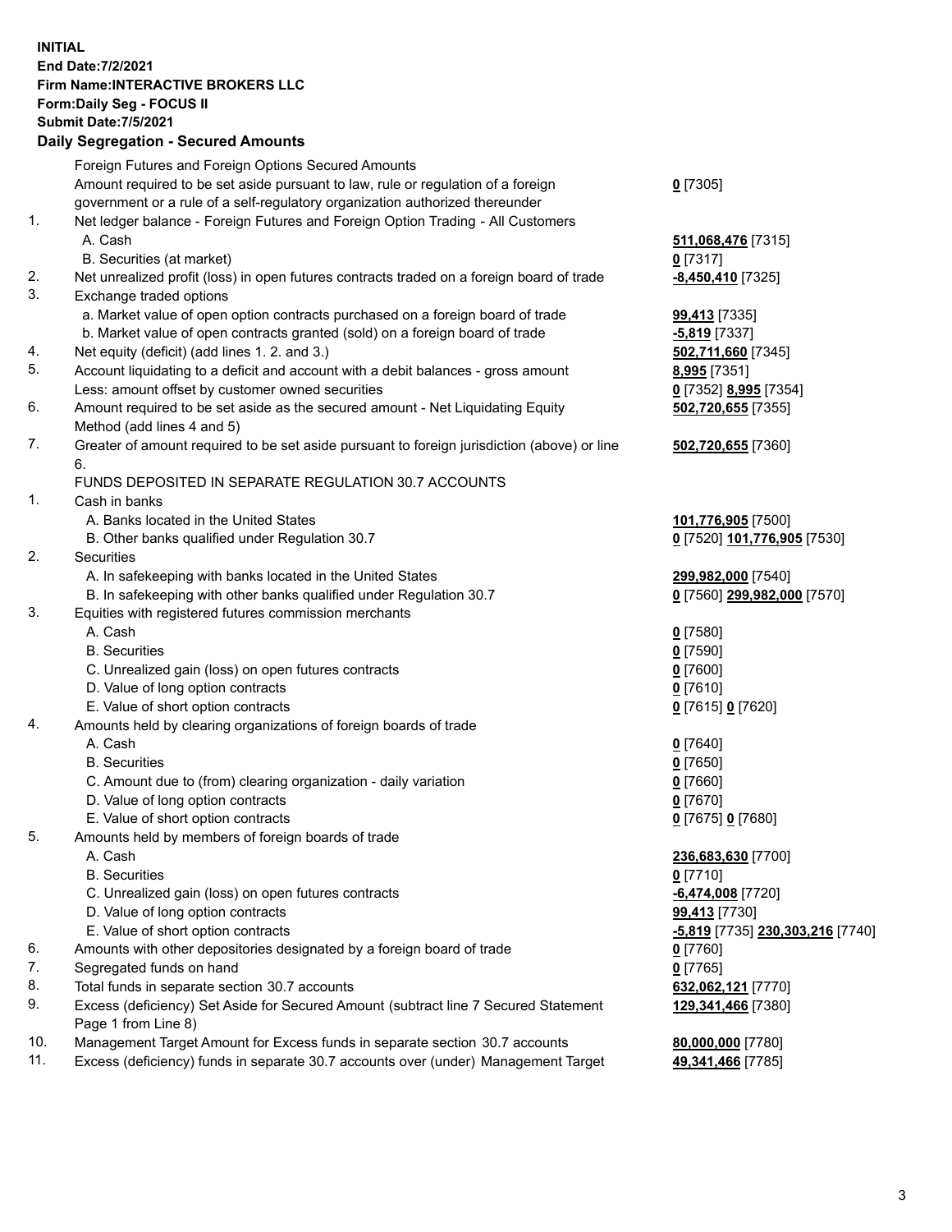**INITIAL**
**End Date:7/2/2021**
**Firm Name:INTERACTIVE BROKERS LLC**
**Form:Daily Seg - FOCUS II**
**Submit Date:7/5/2021**

**Daily Segregation - Secured Amounts**

| | | |
|---|---|---|
| | Foreign Futures and Foreign Options Secured Amounts | |
| | Amount required to be set aside pursuant to law, rule or regulation of a foreign government or a rule of a self-regulatory organization authorized thereunder | **0** [7305] |
| 1. | Net ledger balance - Foreign Futures and Foreign Option Trading - All Customers | |
| | A. Cash | **511,068,476** [7315] |
| | B. Securities (at market) | **0** [7317] |
| 2. | Net unrealized profit (loss) in open futures contracts traded on a foreign board of trade | **-8,450,410** [7325] |
| 3. | Exchange traded options | |
| | a. Market value of open option contracts purchased on a foreign board of trade | **99,413** [7335] |
| | b. Market value of open contracts granted (sold) on a foreign board of trade | **-5,819** [7337] |
| 4. | Net equity (deficit) (add lines 1. 2. and 3.) | **502,711,660** [7345] |
| 5. | Account liquidating to a deficit and account with a debit balances - gross amount | **8,995** [7351] |
| | Less: amount offset by customer owned securities | **0** [7352] **8,995** [7354] |
| 6. | Amount required to be set aside as the secured amount - Net Liquidating Equity Method (add lines 4 and 5) | **502,720,655** [7355] |
| 7. | Greater of amount required to be set aside pursuant to foreign jurisdiction (above) or line 6. | **502,720,655** [7360] |
| | FUNDS DEPOSITED IN SEPARATE REGULATION 30.7 ACCOUNTS | |
| 1. | Cash in banks | |
| | A. Banks located in the United States | **101,776,905** [7500] |
| | B. Other banks qualified under Regulation 30.7 | **0** [7520] **101,776,905** [7530] |
| 2. | Securities | |
| | A. In safekeeping with banks located in the United States | **299,982,000** [7540] |
| | B. In safekeeping with other banks qualified under Regulation 30.7 | **0** [7560] **299,982,000** [7570] |
| 3. | Equities with registered futures commission merchants | |
| | A. Cash | **0** [7580] |
| | B. Securities | **0** [7590] |
| | C. Unrealized gain (loss) on open futures contracts | **0** [7600] |
| | D. Value of long option contracts | **0** [7610] |
| | E. Value of short option contracts | **0** [7615] **0** [7620] |
| 4. | Amounts held by clearing organizations of foreign boards of trade | |
| | A. Cash | **0** [7640] |
| | B. Securities | **0** [7650] |
| | C. Amount due to (from) clearing organization - daily variation | **0** [7660] |
| | D. Value of long option contracts | **0** [7670] |
| | E. Value of short option contracts | **0** [7675] **0** [7680] |
| 5. | Amounts held by members of foreign boards of trade | |
| | A. Cash | **236,683,630** [7700] |
| | B. Securities | **0** [7710] |
| | C. Unrealized gain (loss) on open futures contracts | **-6,474,008** [7720] |
| | D. Value of long option contracts | **99,413** [7730] |
| | E. Value of short option contracts | **-5,819** [7735] **230,303,216** [7740] |
| 6. | Amounts with other depositories designated by a foreign board of trade | **0** [7760] |
| 7. | Segregated funds on hand | **0** [7765] |
| 8. | Total funds in separate section 30.7 accounts | **632,062,121** [7770] |
| 9. | Excess (deficiency) Set Aside for Secured Amount (subtract line 7 Secured Statement Page 1 from Line 8) | **129,341,466** [7380] |
| 10. | Management Target Amount for Excess funds in separate section 30.7 accounts | **80,000,000** [7780] |
| 11. | Excess (deficiency) funds in separate 30.7 accounts over (under) Management Target | **49,341,466** [7785] |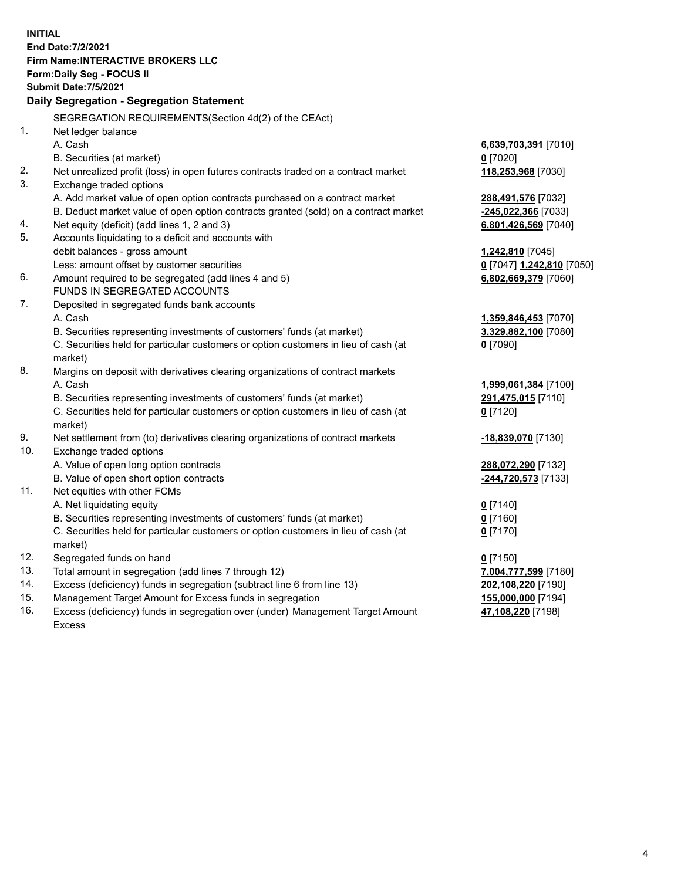**INITIAL**
**End Date:7/2/2021**
**Firm Name:INTERACTIVE BROKERS LLC**
**Form:Daily Seg - FOCUS II**
**Submit Date:7/5/2021**

## Daily Segregation - Segregation Statement

SEGREGATION REQUIREMENTS(Section 4d(2) of the CEAct)

| | | |
|---|---|---|
| 1. | Net ledger balance | |
| | A. Cash | **6,639,703,391** [7010] |
| | B. Securities (at market) | **0** [7020] |
| 2. | Net unrealized profit (loss) in open futures contracts traded on a contract market | **118,253,968** [7030] |
| 3. | Exchange traded options | |
| | A. Add market value of open option contracts purchased on a contract market | **288,491,576** [7032] |
| | B. Deduct market value of open option contracts granted (sold) on a contract market | **-245,022,366** [7033] |
| 4. | Net equity (deficit) (add lines 1, 2 and 3) | **6,801,426,569** [7040] |
| 5. | Accounts liquidating to a deficit and accounts with debit balances - gross amount | **1,242,810** [7045] |
| | Less: amount offset by customer securities | **0** [7047] **1,242,810** [7050] |
| 6. | Amount required to be segregated (add lines 4 and 5) | **6,802,669,379** [7060] |
| | FUNDS IN SEGREGATED ACCOUNTS | |
| 7. | Deposited in segregated funds bank accounts | |
| | A. Cash | **1,359,846,453** [7070] |
| | B. Securities representing investments of customers' funds (at market) | **3,329,882,100** [7080] |
| | C. Securities held for particular customers or option customers in lieu of cash (at market) | **0** [7090] |
| 8. | Margins on deposit with derivatives clearing organizations of contract markets | |
| | A. Cash | **1,999,061,384** [7100] |
| | B. Securities representing investments of customers' funds (at market) | **291,475,015** [7110] |
| | C. Securities held for particular customers or option customers in lieu of cash (at market) | **0** [7120] |
| 9. | Net settlement from (to) derivatives clearing organizations of contract markets | **-18,839,070** [7130] |
| 10. | Exchange traded options | |
| | A. Value of open long option contracts | **288,072,290** [7132] |
| | B. Value of open short option contracts | **-244,720,573** [7133] |
| 11. | Net equities with other FCMs | |
| | A. Net liquidating equity | **0** [7140] |
| | B. Securities representing investments of customers' funds (at market) | **0** [7160] |
| | C. Securities held for particular customers or option customers in lieu of cash (at market) | **0** [7170] |
| 12. | Segregated funds on hand | **0** [7150] |
| 13. | Total amount in segregation (add lines 7 through 12) | **7,004,777,599** [7180] |
| 14. | Excess (deficiency) funds in segregation (subtract line 6 from line 13) | **202,108,220** [7190] |
| 15. | Management Target Amount for Excess funds in segregation | **155,000,000** [7194] |
| 16. | Excess (deficiency) funds in segregation over (under) Management Target Amount Excess | **47,108,220** [7198] |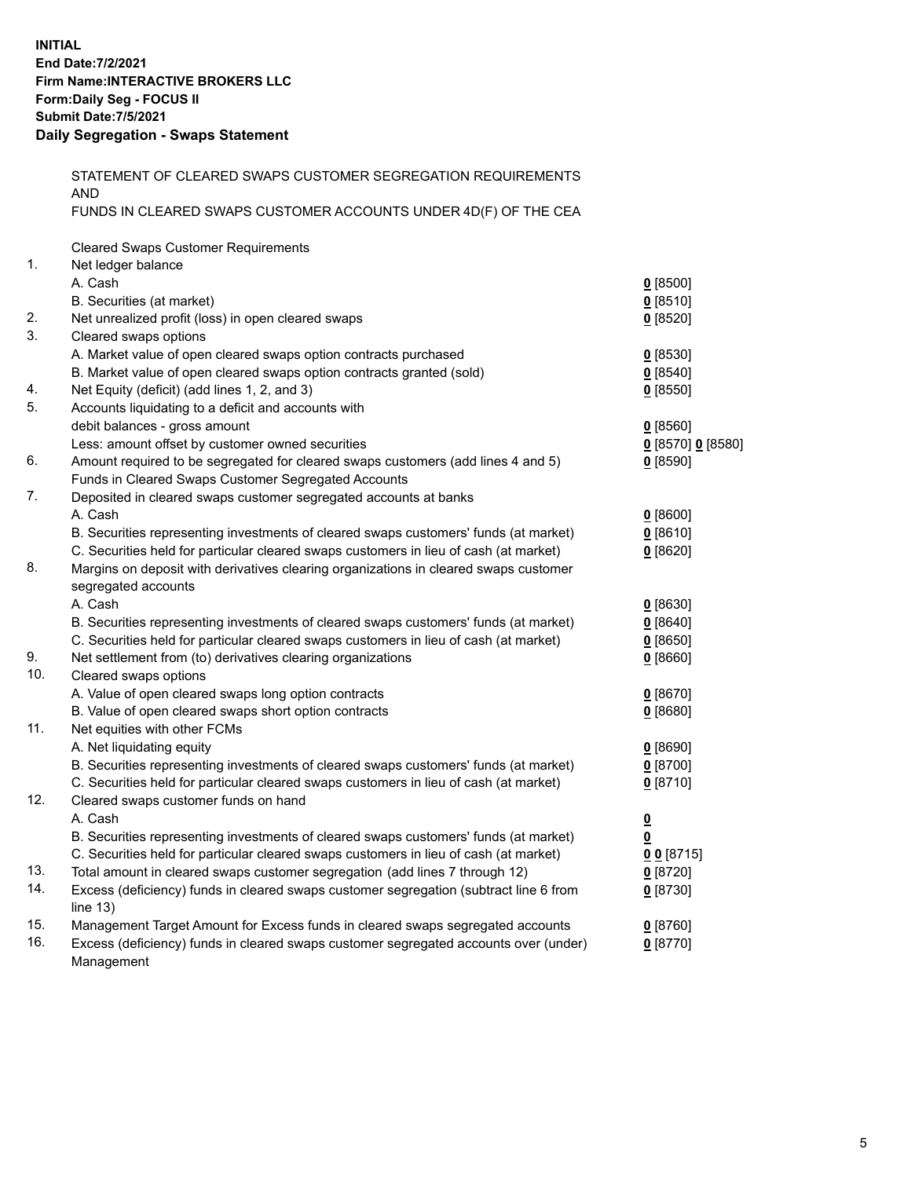**INITIAL**
**End Date:7/2/2021**
**Firm Name:INTERACTIVE BROKERS LLC**
**Form:Daily Seg - FOCUS II**
**Submit Date:7/5/2021**
**Daily Segregation - Swaps Statement**

STATEMENT OF CLEARED SWAPS CUSTOMER SEGREGATION REQUIREMENTS AND FUNDS IN CLEARED SWAPS CUSTOMER ACCOUNTS UNDER 4D(F) OF THE CEA

| | | |
|---|---|---|
| | Cleared Swaps Customer Requirements | |
| 1. | Net ledger balance | |
| | A. Cash | 0 [8500] |
| | B. Securities (at market) | 0 [8510] |
| 2. | Net unrealized profit (loss) in open cleared swaps | 0 [8520] |
| 3. | Cleared swaps options | |
| | A. Market value of open cleared swaps option contracts purchased | 0 [8530] |
| | B. Market value of open cleared swaps option contracts granted (sold) | 0 [8540] |
| 4. | Net Equity (deficit) (add lines 1, 2, and 3) | 0 [8550] |
| 5. | Accounts liquidating to a deficit and accounts with debit balances - gross amount | 0 [8560] |
| | Less: amount offset by customer owned securities | 0 [8570] 0 [8580] |
| 6. | Amount required to be segregated for cleared swaps customers (add lines 4 and 5) | 0 [8590] |
| | Funds in Cleared Swaps Customer Segregated Accounts | |
| 7. | Deposited in cleared swaps customer segregated accounts at banks | |
| | A. Cash | 0 [8600] |
| | B. Securities representing investments of cleared swaps customers' funds (at market) | 0 [8610] |
| | C. Securities held for particular cleared swaps customers in lieu of cash (at market) | 0 [8620] |
| 8. | Margins on deposit with derivatives clearing organizations in cleared swaps customer segregated accounts | |
| | A. Cash | 0 [8630] |
| | B. Securities representing investments of cleared swaps customers' funds (at market) | 0 [8640] |
| | C. Securities held for particular cleared swaps customers in lieu of cash (at market) | 0 [8650] |
| 9. | Net settlement from (to) derivatives clearing organizations | 0 [8660] |
| 10. | Cleared swaps options | |
| | A. Value of open cleared swaps long option contracts | 0 [8670] |
| | B. Value of open cleared swaps short option contracts | 0 [8680] |
| 11. | Net equities with other FCMs | |
| | A. Net liquidating equity | 0 [8690] |
| | B. Securities representing investments of cleared swaps customers' funds (at market) | 0 [8700] |
| | C. Securities held for particular cleared swaps customers in lieu of cash (at market) | 0 [8710] |
| 12. | Cleared swaps customer funds on hand | |
| | A. Cash | 0 |
| | B. Securities representing investments of cleared swaps customers' funds (at market) | 0 |
| | C. Securities held for particular cleared swaps customers in lieu of cash (at market) | 0 0 [8715] |
| 13. | Total amount in cleared swaps customer segregation (add lines 7 through 12) | 0 [8720] |
| 14. | Excess (deficiency) funds in cleared swaps customer segregation (subtract line 6 from line 13) | 0 [8730] |
| 15. | Management Target Amount for Excess funds in cleared swaps segregated accounts | 0 [8760] |
| 16. | Excess (deficiency) funds in cleared swaps customer segregated accounts over (under) Management | 0 [8770] |